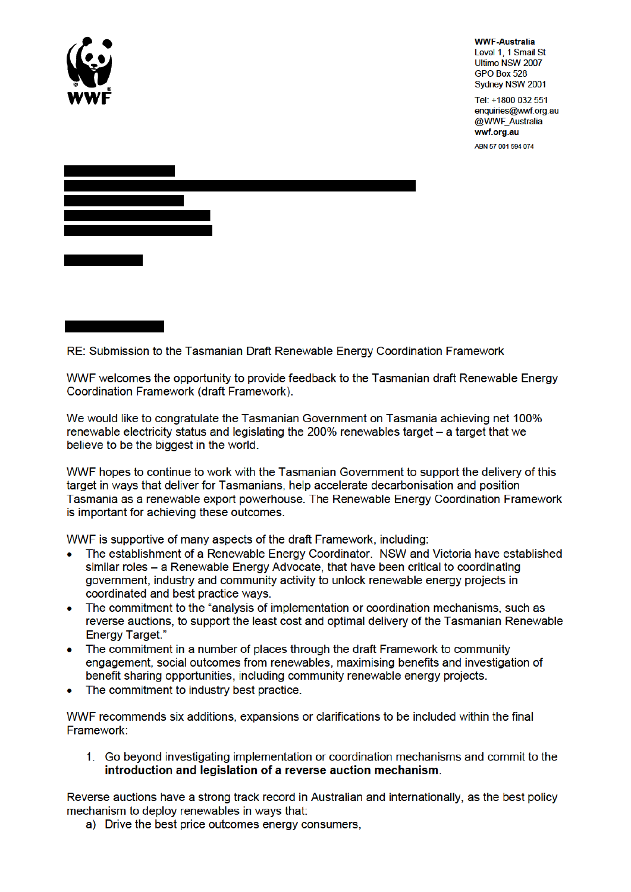WWF

**WWF-Australia**
Level 1, 1 Smail St
Ultimo NSW 2007
GPO Box 528
Sydney NSW 2001

Tel: +1800 032 551
enquiries@wwf.org.au
@WWF_Australia
**wwf.org.au**

ABN 57 001 594 074

RE: Submission to the Tasmanian Draft Renewable Energy Coordination Framework

WWF welcomes the opportunity to provide feedback to the Tasmanian draft Renewable Energy Coordination Framework (draft Framework).

We would like to congratulate the Tasmanian Government on Tasmania achieving net 100% renewable electricity status and legislating the 200% renewables target – a target that we believe to be the biggest in the world.

WWF hopes to continue to work with the Tasmanian Government to support the delivery of this target in ways that deliver for Tasmanians, help accelerate decarbonisation and position Tasmania as a renewable export powerhouse. The Renewable Energy Coordination Framework is important for achieving these outcomes.

WWF is supportive of many aspects of the draft Framework, including:

- The establishment of a Renewable Energy Coordinator. NSW and Victoria have established similar roles – a Renewable Energy Advocate, that have been critical to coordinating government, industry and community activity to unlock renewable energy projects in coordinated and best practice ways.
- The commitment to the "analysis of implementation or coordination mechanisms, such as reverse auctions, to support the least cost and optimal delivery of the Tasmanian Renewable Energy Target."
- The commitment in a number of places through the draft Framework to community engagement, social outcomes from renewables, maximising benefits and investigation of benefit sharing opportunities, including community renewable energy projects.
- The commitment to industry best practice.

WWF recommends six additions, expansions or clarifications to be included within the final Framework:

1. Go beyond investigating implementation or coordination mechanisms and commit to the **introduction and legislation of a reverse auction mechanism**.

Reverse auctions have a strong track record in Australian and internationally, as the best policy mechanism to deploy renewables in ways that:

a) Drive the best price outcomes energy consumers,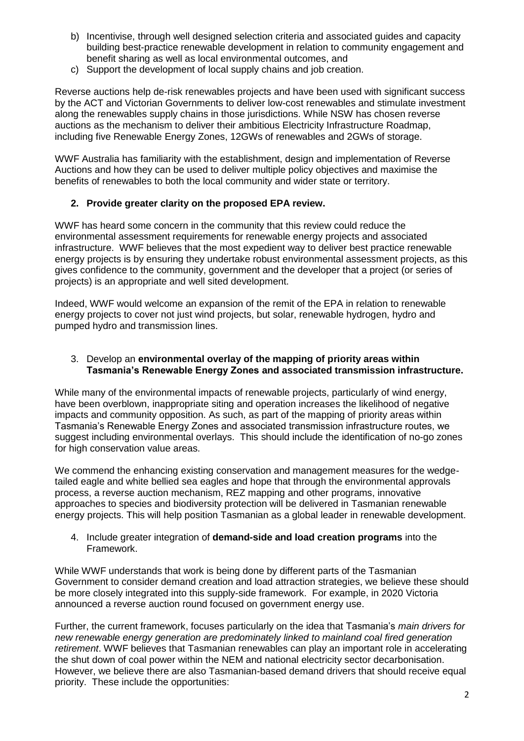b) Incentivise, through well designed selection criteria and associated guides and capacity building best-practice renewable development in relation to community engagement and benefit sharing as well as local environmental outcomes, and
c) Support the development of local supply chains and job creation.

Reverse auctions help de-risk renewables projects and have been used with significant success by the ACT and Victorian Governments to deliver low-cost renewables and stimulate investment along the renewables supply chains in those jurisdictions. While NSW has chosen reverse auctions as the mechanism to deliver their ambitious Electricity Infrastructure Roadmap, including five Renewable Energy Zones, 12GWs of renewables and 2GWs of storage.

WWF Australia has familiarity with the establishment, design and implementation of Reverse Auctions and how they can be used to deliver multiple policy objectives and maximise the benefits of renewables to both the local community and wider state or territory.

2. **Provide greater clarity on the proposed EPA review.**

WWF has heard some concern in the community that this review could reduce the environmental assessment requirements for renewable energy projects and associated infrastructure. WWF believes that the most expedient way to deliver best practice renewable energy projects is by ensuring they undertake robust environmental assessment projects, as this gives confidence to the community, government and the developer that a project (or series of projects) is an appropriate and well sited development.

Indeed, WWF would welcome an expansion of the remit of the EPA in relation to renewable energy projects to cover not just wind projects, but solar, renewable hydrogen, hydro and pumped hydro and transmission lines.

3. Develop an **environmental overlay of the mapping of priority areas within Tasmania's Renewable Energy Zones and associated transmission infrastructure.**

While many of the environmental impacts of renewable projects, particularly of wind energy, have been overblown, inappropriate siting and operation increases the likelihood of negative impacts and community opposition. As such, as part of the mapping of priority areas within Tasmania's Renewable Energy Zones and associated transmission infrastructure routes, we suggest including environmental overlays. This should include the identification of no-go zones for high conservation value areas.

We commend the enhancing existing conservation and management measures for the wedge-tailed eagle and white bellied sea eagles and hope that through the environmental approvals process, a reverse auction mechanism, REZ mapping and other programs, innovative approaches to species and biodiversity protection will be delivered in Tasmanian renewable energy projects. This will help position Tasmanian as a global leader in renewable development.

4. Include greater integration of **demand-side and load creation programs** into the Framework.

While WWF understands that work is being done by different parts of the Tasmanian Government to consider demand creation and load attraction strategies, we believe these should be more closely integrated into this supply-side framework. For example, in 2020 Victoria announced a reverse auction round focused on government energy use.

Further, the current framework, focuses particularly on the idea that Tasmania's *main drivers for new renewable energy generation are predominately linked to mainland coal fired generation retirement*. WWF believes that Tasmanian renewables can play an important role in accelerating the shut down of coal power within the NEM and national electricity sector decarbonisation. However, we believe there are also Tasmanian-based demand drivers that should receive equal priority. These include the opportunities: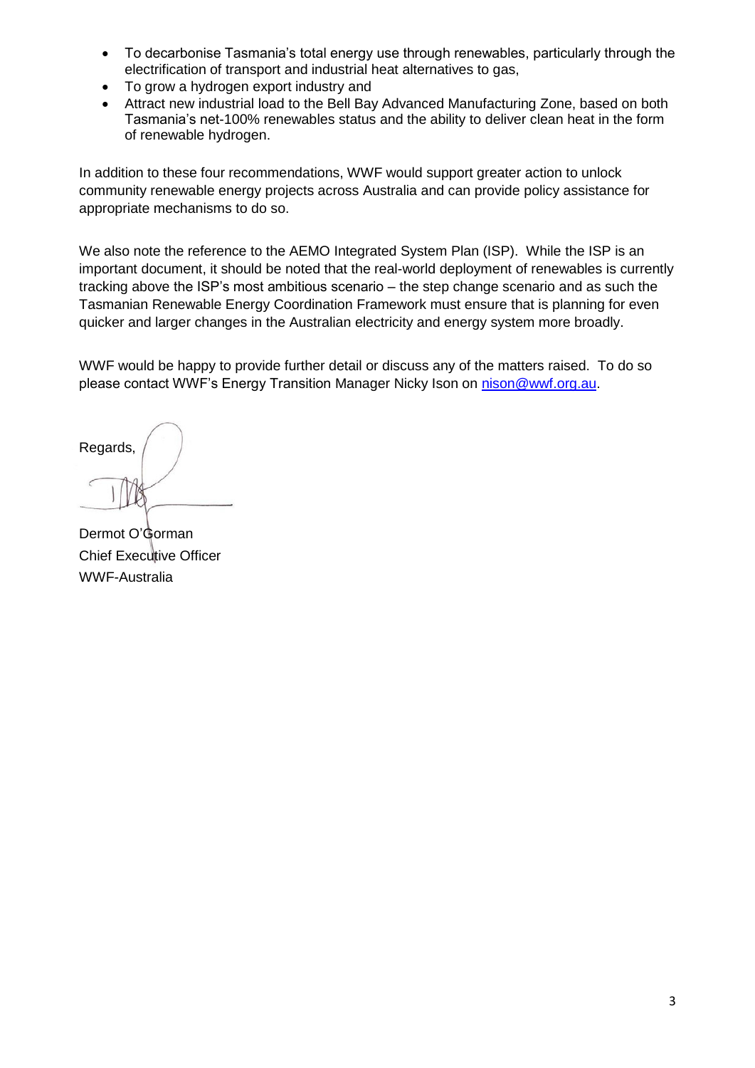- To decarbonise Tasmania's total energy use through renewables, particularly through the electrification of transport and industrial heat alternatives to gas,
- To grow a hydrogen export industry and
- Attract new industrial load to the Bell Bay Advanced Manufacturing Zone, based on both Tasmania's net-100% renewables status and the ability to deliver clean heat in the form of renewable hydrogen.

In addition to these four recommendations, WWF would support greater action to unlock community renewable energy projects across Australia and can provide policy assistance for appropriate mechanisms to do so.

We also note the reference to the AEMO Integrated System Plan (ISP). While the ISP is an important document, it should be noted that the real-world deployment of renewables is currently tracking above the ISP's most ambitious scenario – the step change scenario and as such the Tasmanian Renewable Energy Coordination Framework must ensure that is planning for even quicker and larger changes in the Australian electricity and energy system more broadly.

WWF would be happy to provide further detail or discuss any of the matters raised. To do so please contact WWF's Energy Transition Manager Nicky Ison on [nison@wwf.org.au](mailto:nison@wwf.org.au).

Regards,

Dermot O'Gorman
Chief Executive Officer
WWF-Australia